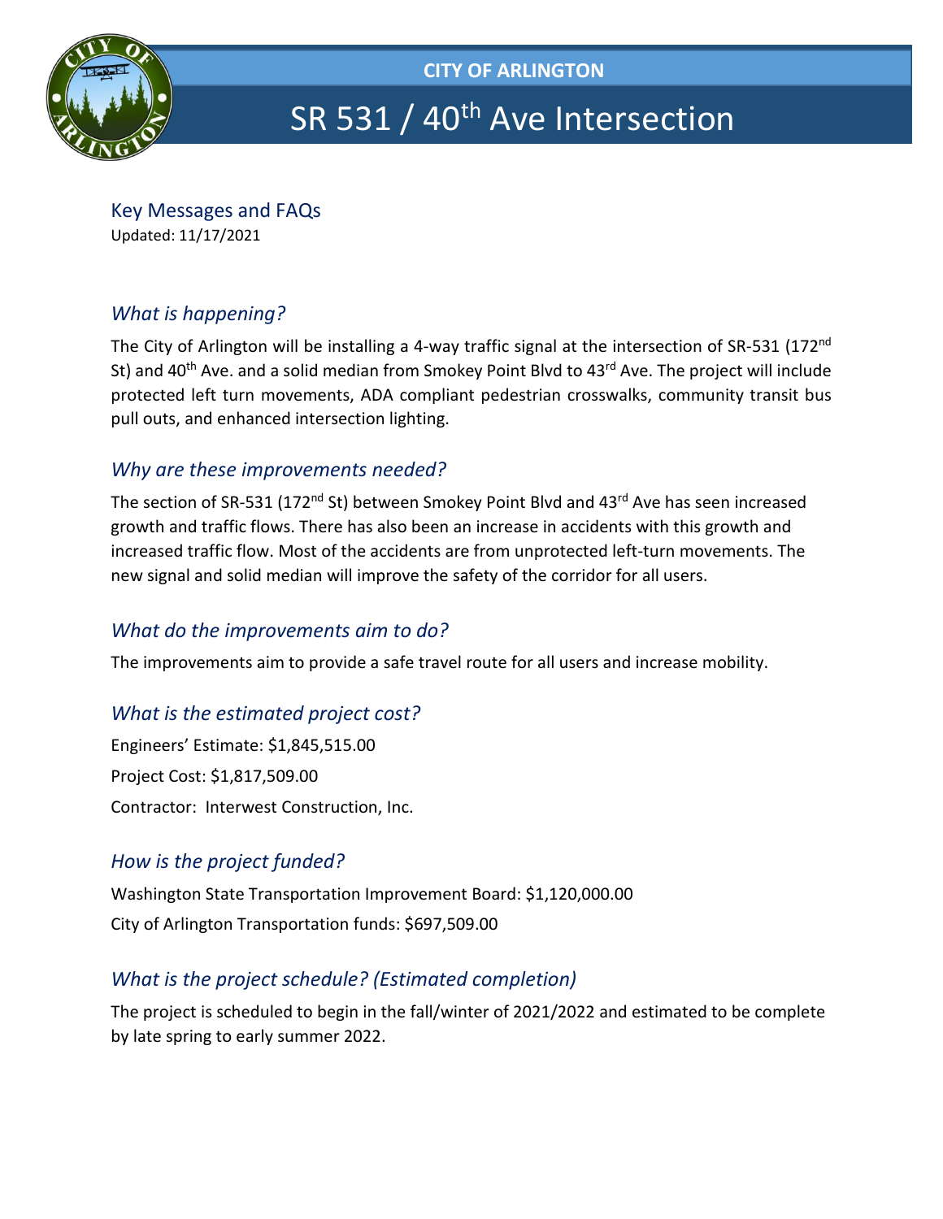**CITY OF ARLINGTON**

# SR 531 / 40th Ave Intersection

## Key Messages and FAQs

Updated: 11/17/2021

### *What is happening?*

The City of Arlington will be installing a 4-way traffic signal at the intersection of SR-531 (172nd St) and 40th Ave. and a solid median from Smokey Point Blvd to 43rd Ave. The project will include protected left turn movements, ADA compliant pedestrian crosswalks, community transit bus pull outs, and enhanced intersection lighting.

### *Why are these improvements needed?*

The section of SR-531 (172nd St) between Smokey Point Blvd and 43rd Ave has seen increased growth and traffic flows. There has also been an increase in accidents with this growth and increased traffic flow. Most of the accidents are from unprotected left-turn movements. The new signal and solid median will improve the safety of the corridor for all users.

### *What do the improvements aim to do?*

The improvements aim to provide a safe travel route for all users and increase mobility.

### *What is the estimated project cost?*

Engineers' Estimate: $1,845,515.00

Project Cost: $1,817,509.00

Contractor: Interwest Construction, Inc.

### *How is the project funded?*

Washington State Transportation Improvement Board: $1,120,000.00

City of Arlington Transportation funds: $697,509.00

### *What is the project schedule? (Estimated completion)*

The project is scheduled to begin in the fall/winter of 2021/2022 and estimated to be complete by late spring to early summer 2022.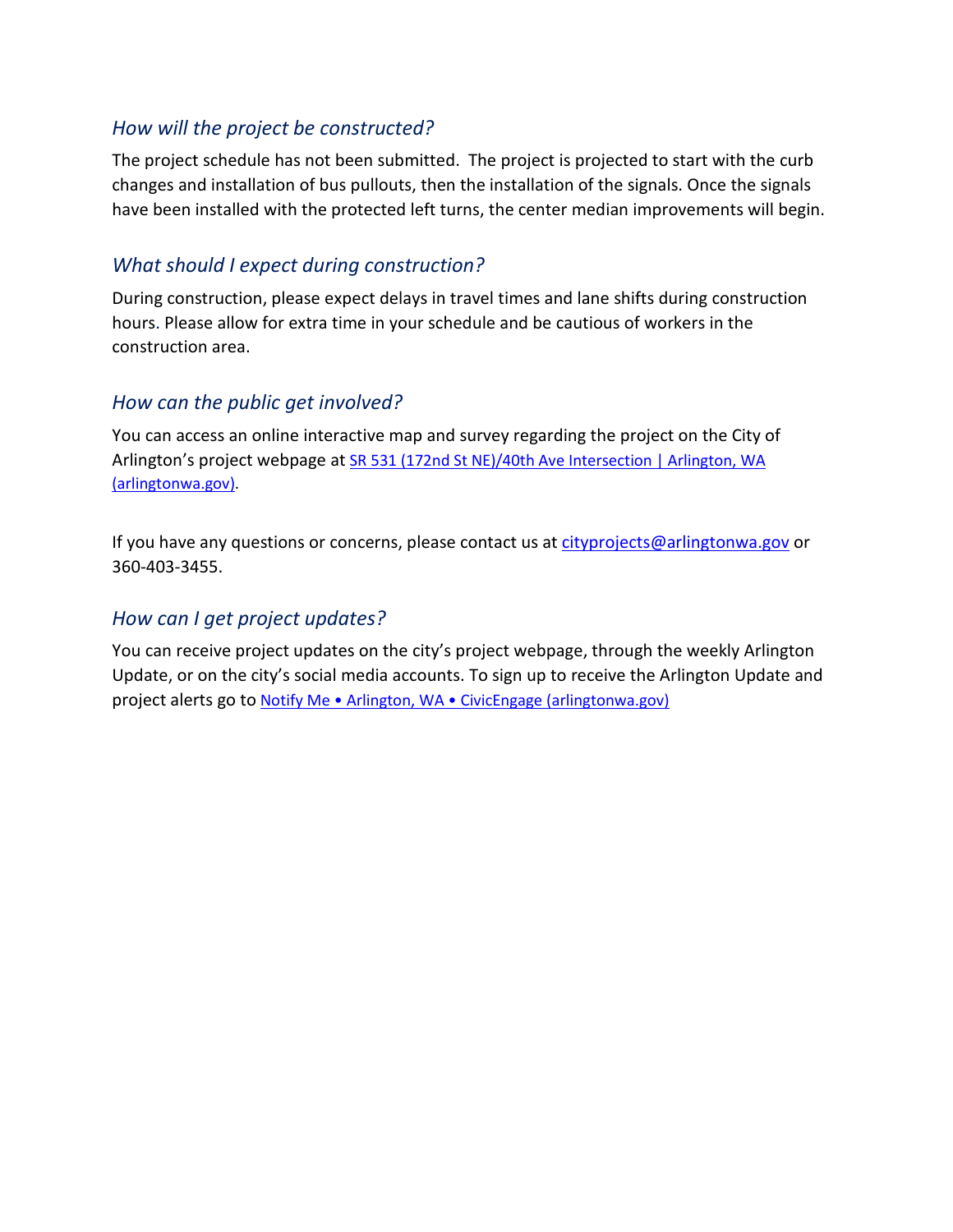### *How will the project be constructed?*

The project schedule has not been submitted. The project is projected to start with the curb changes and installation of bus pullouts, then the installation of the signals. Once the signals have been installed with the protected left turns, the center median improvements will begin.

### *What should I expect during construction?*

During construction, please expect delays in travel times and lane shifts during construction hours. Please allow for extra time in your schedule and be cautious of workers in the construction area.

### *How can the public get involved?*

You can access an online interactive map and survey regarding the project on the City of Arlington's project webpage at SR 531 (172nd St NE)/40th Ave Intersection | Arlington, WA (arlingtonwa.gov).

If you have any questions or concerns, please contact us at cityprojects@arlingtonwa.gov or 360-403-3455.

### *How can I get project updates?*

You can receive project updates on the city's project webpage, through the weekly Arlington Update, or on the city's social media accounts. To sign up to receive the Arlington Update and project alerts go to Notify Me • Arlington, WA • CivicEngage (arlingtonwa.gov)